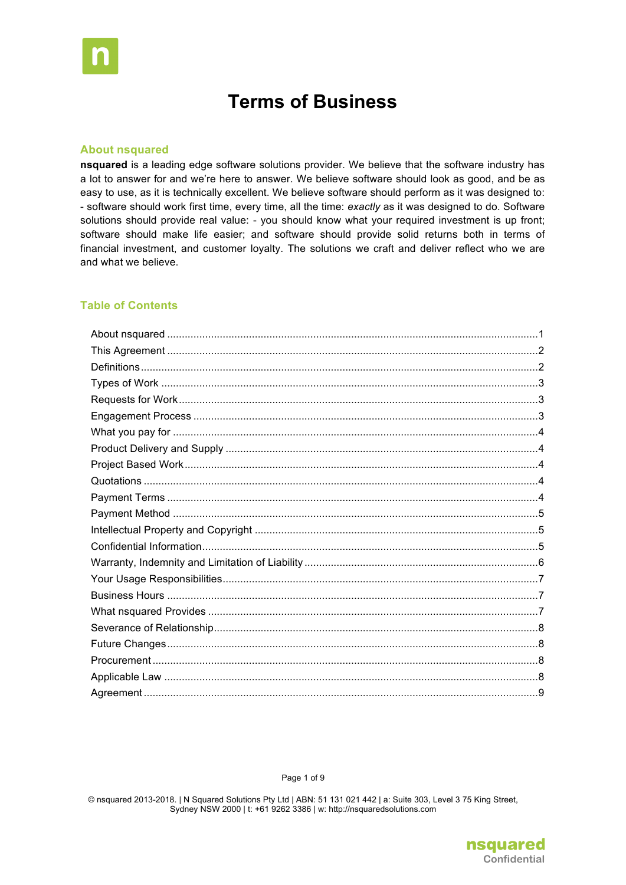# Terms of Business

## About nsquared

**nsquared** is a leading edge software solutions provider. We believe that the software industry has a lot to answer for and we're here to answer. We believe software should look as good, and be as easy to use, as it is technically excellent. We believe software should perform as it was designed to: - software should work first time, every time, all the time: *exactly* as it was designed to do. Software solutions should provide real value: - you should know what your required investment is up front; software should make life easier; and software should provide solid returns both in terms of financial investment, and customer loyalty. The solutions we craft and deliver reflect who we are and what we believe.

## Table of Contents

| Section | Page |
|---|---|
| About nsquared | 1 |
| This Agreement | 2 |
| Definitions | 2 |
| Types of Work | 3 |
| Requests for Work | 3 |
| Engagement Process | 3 |
| What you pay for | 4 |
| Product Delivery and Supply | 4 |
| Project Based Work | 4 |
| Quotations | 4 |
| Payment Terms | 4 |
| Payment Method | 5 |
| Intellectual Property and Copyright | 5 |
| Confidential Information | 5 |
| Warranty, Indemnity and Limitation of Liability | 6 |
| Your Usage Responsibilities | 7 |
| Business Hours | 7 |
| What nsquared Provides | 7 |
| Severance of Relationship | 8 |
| Future Changes | 8 |
| Procurement | 8 |
| Applicable Law | 8 |
| Agreement | 9 |

© nsquared 2013-2018. | N Squared Solutions Pty Ltd | ABN: 51 131 021 442 | a: Suite 303, Level 3 75 King Street, Sydney NSW 2000 | t: +61 9262 3386 | w: http://nsquaredsolutions.com

nsquared Confidential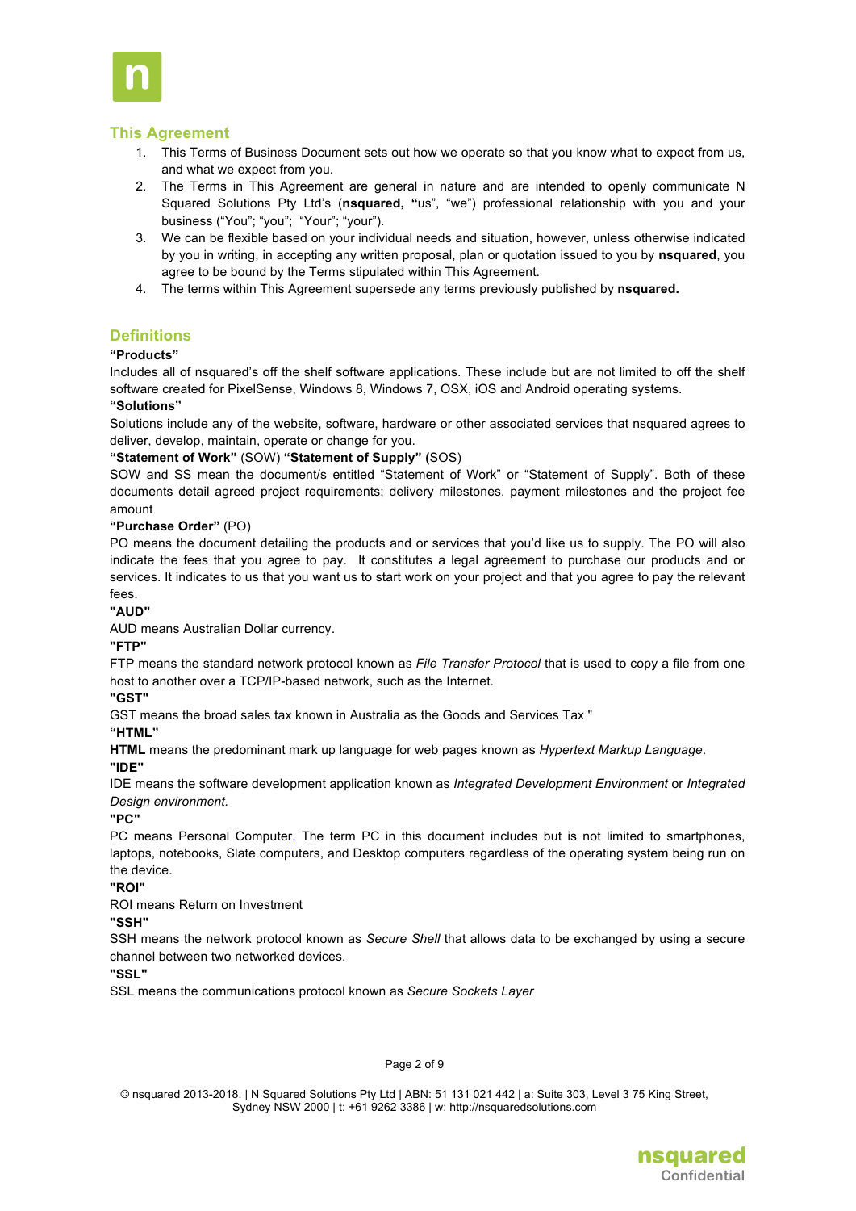## This Agreement

1. This Terms of Business Document sets out how we operate so that you know what to expect from us, and what we expect from you.
2. The Terms in This Agreement are general in nature and are intended to openly communicate N Squared Solutions Pty Ltd's (**nsquared, "**us", "we") professional relationship with you and your business ("You"; "you"; "Your"; "your").
3. We can be flexible based on your individual needs and situation, however, unless otherwise indicated by you in writing, in accepting any written proposal, plan or quotation issued to you by **nsquared**, you agree to be bound by the Terms stipulated within This Agreement.
4. The terms within This Agreement supersede any terms previously published by **nsquared.**

## Definitions

**"Products"**

Includes all of nsquared's off the shelf software applications. These include but are not limited to off the shelf software created for PixelSense, Windows 8, Windows 7, OSX, iOS and Android operating systems.

**"Solutions"**

Solutions include any of the website, software, hardware or other associated services that nsquared agrees to deliver, develop, maintain, operate or change for you.

**"Statement of Work"** (SOW) **"Statement of Supply" (**SOS)

SOW and SS mean the document/s entitled "Statement of Work" or "Statement of Supply". Both of these documents detail agreed project requirements; delivery milestones, payment milestones and the project fee amount

**"Purchase Order"** (PO)

PO means the document detailing the products and or services that you'd like us to supply. The PO will also indicate the fees that you agree to pay. It constitutes a legal agreement to purchase our products and or services. It indicates to us that you want us to start work on your project and that you agree to pay the relevant fees.

**"AUD"**

AUD means Australian Dollar currency.

**"FTP"**

FTP means the standard network protocol known as *File Transfer Protocol* that is used to copy a file from one host to another over a TCP/IP-based network, such as the Internet.

**"GST"**

GST means the broad sales tax known in Australia as the Goods and Services Tax "

**"HTML"**

**HTML** means the predominant mark up language for web pages known as *Hypertext Markup Language*.

**"IDE"**

IDE means the software development application known as *Integrated Development Environment* or *Integrated Design environment.*

**"PC"**

PC means Personal Computer. The term PC in this document includes but is not limited to smartphones, laptops, notebooks, Slate computers, and Desktop computers regardless of the operating system being run on the device.

**"ROI"**

ROI means Return on Investment

**"SSH"**

SSH means the network protocol known as *Secure Shell* that allows data to be exchanged by using a secure channel between two networked devices.

**"SSL"**

SSL means the communications protocol known as *Secure Sockets Layer*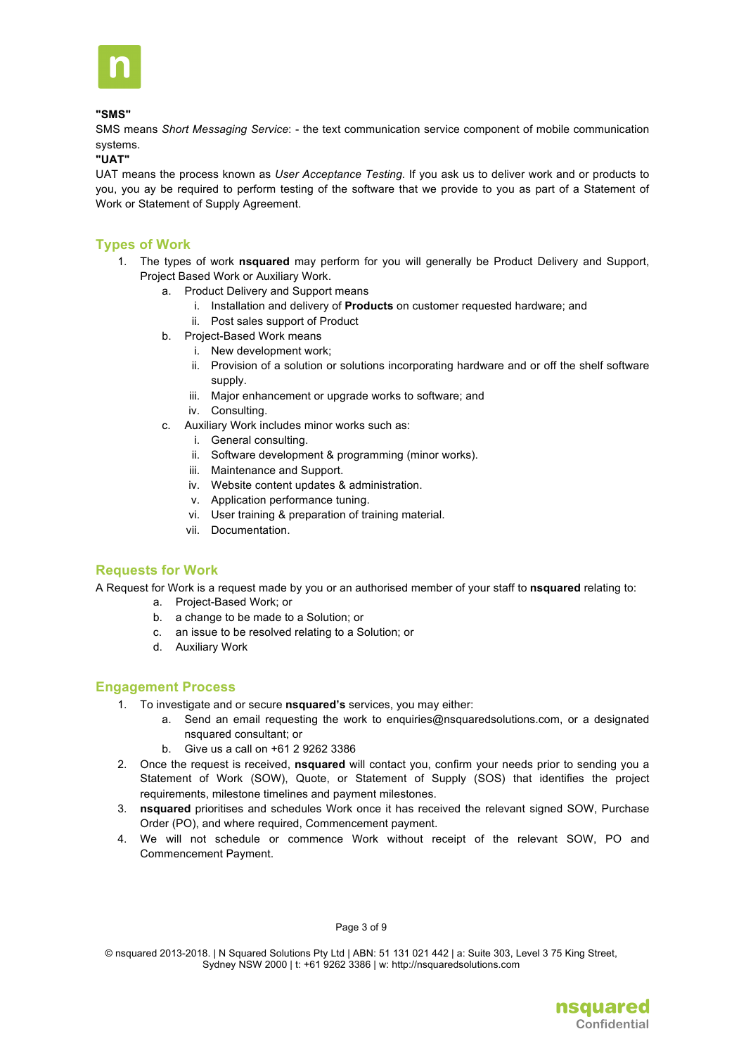**"SMS"**

SMS means *Short Messaging Service*: - the text communication service component of mobile communication systems.

**"UAT"**

UAT means the process known as *User Acceptance Testing*. If you ask us to deliver work and or products to you, you ay be required to perform testing of the software that we provide to you as part of a Statement of Work or Statement of Supply Agreement.

## Types of Work

1. The types of work **nsquared** may perform for you will generally be Product Delivery and Support, Project Based Work or Auxiliary Work.
    a. Product Delivery and Support means
        i. Installation and delivery of **Products** on customer requested hardware; and
        ii. Post sales support of Product
    b. Project-Based Work means
        i. New development work;
        ii. Provision of a solution or solutions incorporating hardware and or off the shelf software supply.
        iii. Major enhancement or upgrade works to software; and
        iv. Consulting.
    c. Auxiliary Work includes minor works such as:
        i. General consulting.
        ii. Software development & programming (minor works).
        iii. Maintenance and Support.
        iv. Website content updates & administration.
        v. Application performance tuning.
        vi. User training & preparation of training material.
        vii. Documentation.

## Requests for Work

A Request for Work is a request made by you or an authorised member of your staff to **nsquared** relating to:

a. Project-Based Work; or
b. a change to be made to a Solution; or
c. an issue to be resolved relating to a Solution; or
d. Auxiliary Work

## Engagement Process

1. To investigate and or secure **nsquared's** services, you may either:
    a. Send an email requesting the work to enquiries@nsquaredsolutions.com, or a designated nsquared consultant; or
    b. Give us a call on +61 2 9262 3386
2. Once the request is received, **nsquared** will contact you, confirm your needs prior to sending you a Statement of Work (SOW), Quote, or Statement of Supply (SOS) that identifies the project requirements, milestone timelines and payment milestones.
3. **nsquared** prioritises and schedules Work once it has received the relevant signed SOW, Purchase Order (PO), and where required, Commencement payment.
4. We will not schedule or commence Work without receipt of the relevant SOW, PO and Commencement Payment.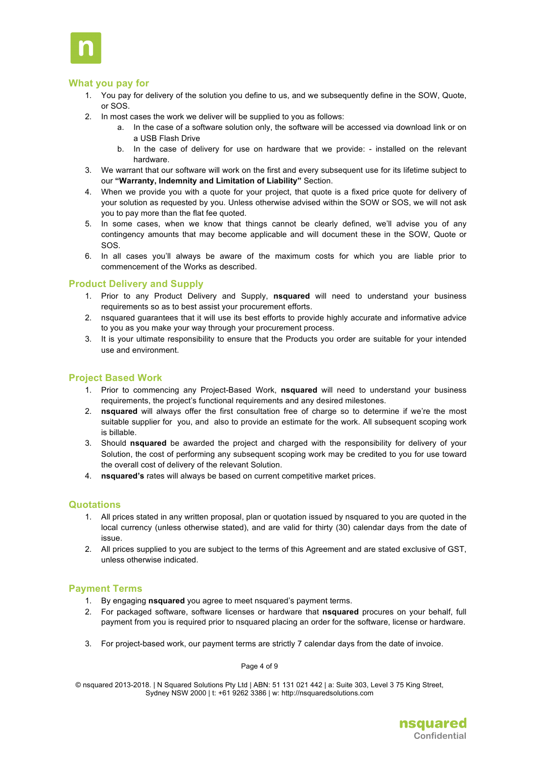## What you pay for

1. You pay for delivery of the solution you define to us, and we subsequently define in the SOW, Quote, or SOS.
2. In most cases the work we deliver will be supplied to you as follows:
   a. In the case of a software solution only, the software will be accessed via download link or on a USB Flash Drive
   b. In the case of delivery for use on hardware that we provide: - installed on the relevant hardware.
3. We warrant that our software will work on the first and every subsequent use for its lifetime subject to our **"Warranty, Indemnity and Limitation of Liability"** Section.
4. When we provide you with a quote for your project, that quote is a fixed price quote for delivery of your solution as requested by you. Unless otherwise advised within the SOW or SOS, we will not ask you to pay more than the flat fee quoted.
5. In some cases, when we know that things cannot be clearly defined, we'll advise you of any contingency amounts that may become applicable and will document these in the SOW, Quote or SOS.
6. In all cases you'll always be aware of the maximum costs for which you are liable prior to commencement of the Works as described.

## Product Delivery and Supply

1. Prior to any Product Delivery and Supply, **nsquared** will need to understand your business requirements so as to best assist your procurement efforts.
2. nsquared guarantees that it will use its best efforts to provide highly accurate and informative advice to you as you make your way through your procurement process.
3. It is your ultimate responsibility to ensure that the Products you order are suitable for your intended use and environment.

## Project Based Work

1. Prior to commencing any Project-Based Work, **nsquared** will need to understand your business requirements, the project's functional requirements and any desired milestones.
2. **nsquared** will always offer the first consultation free of charge so to determine if we're the most suitable supplier for you, and also to provide an estimate for the work. All subsequent scoping work is billable.
3. Should **nsquared** be awarded the project and charged with the responsibility for delivery of your Solution, the cost of performing any subsequent scoping work may be credited to you for use toward the overall cost of delivery of the relevant Solution.
4. **nsquared's** rates will always be based on current competitive market prices.

## Quotations

1. All prices stated in any written proposal, plan or quotation issued by nsquared to you are quoted in the local currency (unless otherwise stated), and are valid for thirty (30) calendar days from the date of issue.
2. All prices supplied to you are subject to the terms of this Agreement and are stated exclusive of GST, unless otherwise indicated.

## Payment Terms

1. By engaging **nsquared** you agree to meet nsquared's payment terms.
2. For packaged software, software licenses or hardware that **nsquared** procures on your behalf, full payment from you is required prior to nsquared placing an order for the software, license or hardware.
3. For project-based work, our payment terms are strictly 7 calendar days from the date of invoice.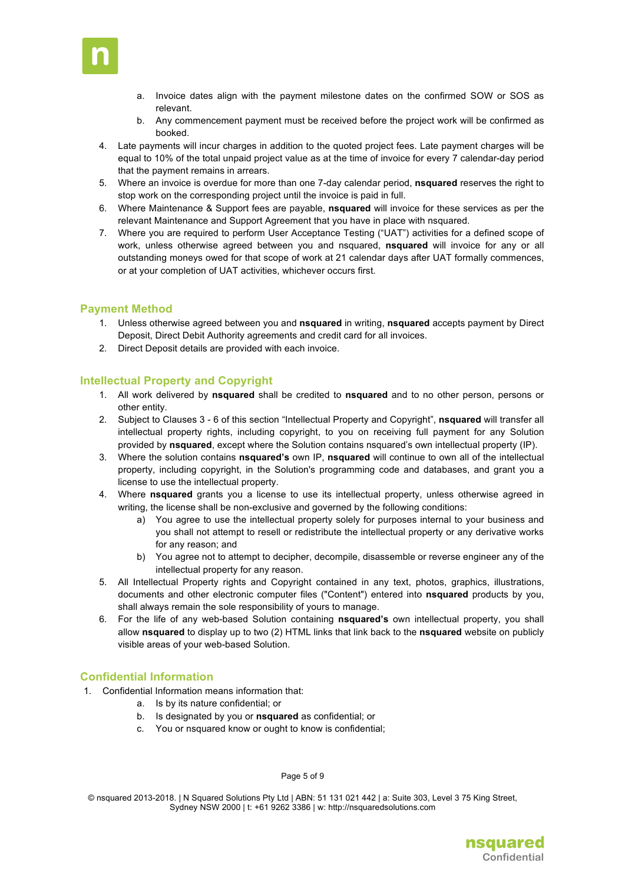a. Invoice dates align with the payment milestone dates on the confirmed SOW or SOS as relevant.
   b. Any commencement payment must be received before the project work will be confirmed as booked.
4. Late payments will incur charges in addition to the quoted project fees. Late payment charges will be equal to 10% of the total unpaid project value as at the time of invoice for every 7 calendar-day period that the payment remains in arrears.
5. Where an invoice is overdue for more than one 7-day calendar period, **nsquared** reserves the right to stop work on the corresponding project until the invoice is paid in full.
6. Where Maintenance & Support fees are payable, **nsquared** will invoice for these services as per the relevant Maintenance and Support Agreement that you have in place with nsquared.
7. Where you are required to perform User Acceptance Testing ("UAT") activities for a defined scope of work, unless otherwise agreed between you and nsquared, **nsquared** will invoice for any or all outstanding moneys owed for that scope of work at 21 calendar days after UAT formally commences, or at your completion of UAT activities, whichever occurs first.

## Payment Method

1. Unless otherwise agreed between you and **nsquared** in writing, **nsquared** accepts payment by Direct Deposit, Direct Debit Authority agreements and credit card for all invoices.
2. Direct Deposit details are provided with each invoice.

## Intellectual Property and Copyright

1. All work delivered by **nsquared** shall be credited to **nsquared** and to no other person, persons or other entity.
2. Subject to Clauses 3 - 6 of this section "Intellectual Property and Copyright", **nsquared** will transfer all intellectual property rights, including copyright, to you on receiving full payment for any Solution provided by **nsquared**, except where the Solution contains nsquared's own intellectual property (IP).
3. Where the solution contains **nsquared's** own IP, **nsquared** will continue to own all of the intellectual property, including copyright, in the Solution's programming code and databases, and grant you a license to use the intellectual property.
4. Where **nsquared** grants you a license to use its intellectual property, unless otherwise agreed in writing, the license shall be non-exclusive and governed by the following conditions:
   a) You agree to use the intellectual property solely for purposes internal to your business and you shall not attempt to resell or redistribute the intellectual property or any derivative works for any reason; and
   b) You agree not to attempt to decipher, decompile, disassemble or reverse engineer any of the intellectual property for any reason.
5. All Intellectual Property rights and Copyright contained in any text, photos, graphics, illustrations, documents and other electronic computer files ("Content") entered into **nsquared** products by you, shall always remain the sole responsibility of yours to manage.
6. For the life of any web-based Solution containing **nsquared's** own intellectual property, you shall allow **nsquared** to display up to two (2) HTML links that link back to the **nsquared** website on publicly visible areas of your web-based Solution.

## Confidential Information

1. Confidential Information means information that:
   a. Is by its nature confidential; or
   b. Is designated by you or **nsquared** as confidential; or
   c. You or nsquared know or ought to know is confidential;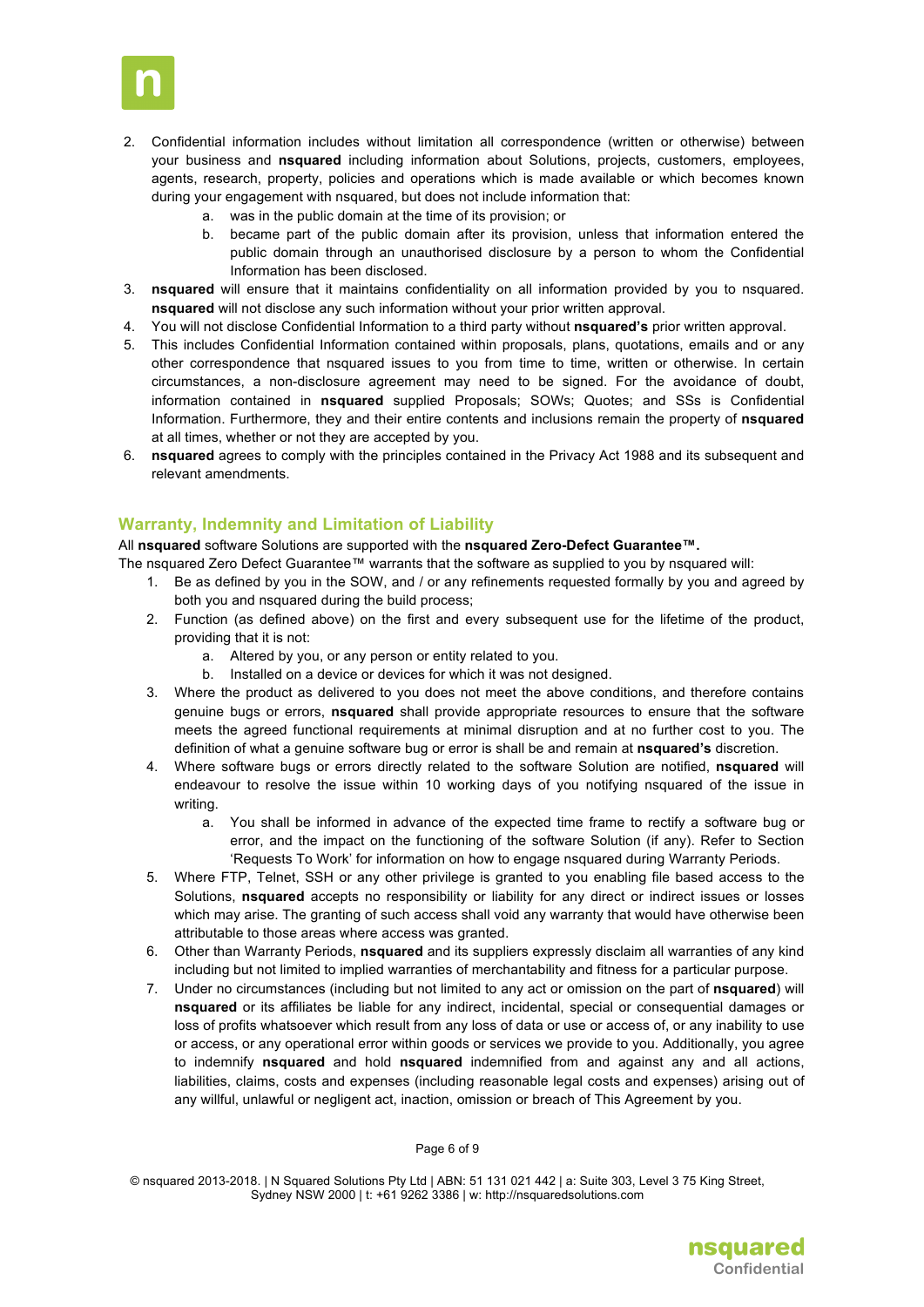2. Confidential information includes without limitation all correspondence (written or otherwise) between your business and **nsquared** including information about Solutions, projects, customers, employees, agents, research, property, policies and operations which is made available or which becomes known during your engagement with nsquared, but does not include information that:
    a. was in the public domain at the time of its provision; or
    b. became part of the public domain after its provision, unless that information entered the public domain through an unauthorised disclosure by a person to whom the Confidential Information has been disclosed.
3. **nsquared** will ensure that it maintains confidentiality on all information provided by you to nsquared. **nsquared** will not disclose any such information without your prior written approval.
4. You will not disclose Confidential Information to a third party without **nsquared's** prior written approval.
5. This includes Confidential Information contained within proposals, plans, quotations, emails and or any other correspondence that nsquared issues to you from time to time, written or otherwise. In certain circumstances, a non-disclosure agreement may need to be signed. For the avoidance of doubt, information contained in **nsquared** supplied Proposals; SOWs; Quotes; and SSs is Confidential Information. Furthermore, they and their entire contents and inclusions remain the property of **nsquared** at all times, whether or not they are accepted by you.
6. **nsquared** agrees to comply with the principles contained in the Privacy Act 1988 and its subsequent and relevant amendments.

## Warranty, Indemnity and Limitation of Liability

All **nsquared** software Solutions are supported with the **nsquared Zero-Defect Guarantee™.**

The nsquared Zero Defect Guarantee™ warrants that the software as supplied to you by nsquared will:

1. Be as defined by you in the SOW, and / or any refinements requested formally by you and agreed by both you and nsquared during the build process;
2. Function (as defined above) on the first and every subsequent use for the lifetime of the product, providing that it is not:
    a. Altered by you, or any person or entity related to you.
    b. Installed on a device or devices for which it was not designed.
3. Where the product as delivered to you does not meet the above conditions, and therefore contains genuine bugs or errors, **nsquared** shall provide appropriate resources to ensure that the software meets the agreed functional requirements at minimal disruption and at no further cost to you. The definition of what a genuine software bug or error is shall be and remain at **nsquared's** discretion.
4. Where software bugs or errors directly related to the software Solution are notified, **nsquared** will endeavour to resolve the issue within 10 working days of you notifying nsquared of the issue in writing.
    a. You shall be informed in advance of the expected time frame to rectify a software bug or error, and the impact on the functioning of the software Solution (if any). Refer to Section 'Requests To Work' for information on how to engage nsquared during Warranty Periods.
5. Where FTP, Telnet, SSH or any other privilege is granted to you enabling file based access to the Solutions, **nsquared** accepts no responsibility or liability for any direct or indirect issues or losses which may arise. The granting of such access shall void any warranty that would have otherwise been attributable to those areas where access was granted.
6. Other than Warranty Periods, **nsquared** and its suppliers expressly disclaim all warranties of any kind including but not limited to implied warranties of merchantability and fitness for a particular purpose.
7. Under no circumstances (including but not limited to any act or omission on the part of **nsquared**) will **nsquared** or its affiliates be liable for any indirect, incidental, special or consequential damages or loss of profits whatsoever which result from any loss of data or use or access of, or any inability to use or access, or any operational error within goods or services we provide to you. Additionally, you agree to indemnify **nsquared** and hold **nsquared** indemnified from and against any and all actions, liabilities, claims, costs and expenses (including reasonable legal costs and expenses) arising out of any willful, unlawful or negligent act, inaction, omission or breach of This Agreement by you.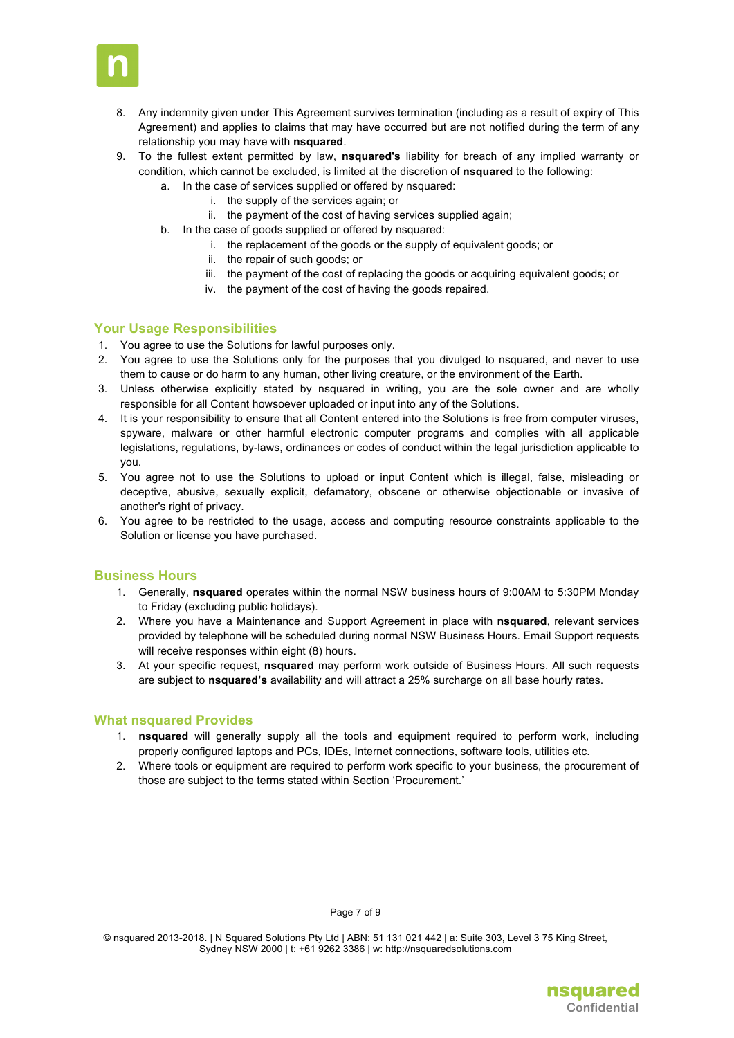8. Any indemnity given under This Agreement survives termination (including as a result of expiry of This Agreement) and applies to claims that may have occurred but are not notified during the term of any relationship you may have with **nsquared**.
9. To the fullest extent permitted by law, **nsquared's** liability for breach of any implied warranty or condition, which cannot be excluded, is limited at the discretion of **nsquared** to the following:
    a. In the case of services supplied or offered by nsquared:
        i. the supply of the services again; or
        ii. the payment of the cost of having services supplied again;
    b. In the case of goods supplied or offered by nsquared:
        i. the replacement of the goods or the supply of equivalent goods; or
        ii. the repair of such goods; or
        iii. the payment of the cost of replacing the goods or acquiring equivalent goods; or
        iv. the payment of the cost of having the goods repaired.

## Your Usage Responsibilities

1. You agree to use the Solutions for lawful purposes only.
2. You agree to use the Solutions only for the purposes that you divulged to nsquared, and never to use them to cause or do harm to any human, other living creature, or the environment of the Earth.
3. Unless otherwise explicitly stated by nsquared in writing, you are the sole owner and are wholly responsible for all Content howsoever uploaded or input into any of the Solutions.
4. It is your responsibility to ensure that all Content entered into the Solutions is free from computer viruses, spyware, malware or other harmful electronic computer programs and complies with all applicable legislations, regulations, by-laws, ordinances or codes of conduct within the legal jurisdiction applicable to you.
5. You agree not to use the Solutions to upload or input Content which is illegal, false, misleading or deceptive, abusive, sexually explicit, defamatory, obscene or otherwise objectionable or invasive of another's right of privacy.
6. You agree to be restricted to the usage, access and computing resource constraints applicable to the Solution or license you have purchased.

## Business Hours

1. Generally, **nsquared** operates within the normal NSW business hours of 9:00AM to 5:30PM Monday to Friday (excluding public holidays).
2. Where you have a Maintenance and Support Agreement in place with **nsquared**, relevant services provided by telephone will be scheduled during normal NSW Business Hours. Email Support requests will receive responses within eight (8) hours.
3. At your specific request, **nsquared** may perform work outside of Business Hours. All such requests are subject to **nsquared's** availability and will attract a 25% surcharge on all base hourly rates.

## What nsquared Provides

1. **nsquared** will generally supply all the tools and equipment required to perform work, including properly configured laptops and PCs, IDEs, Internet connections, software tools, utilities etc.
2. Where tools or equipment are required to perform work specific to your business, the procurement of those are subject to the terms stated within Section 'Procurement.'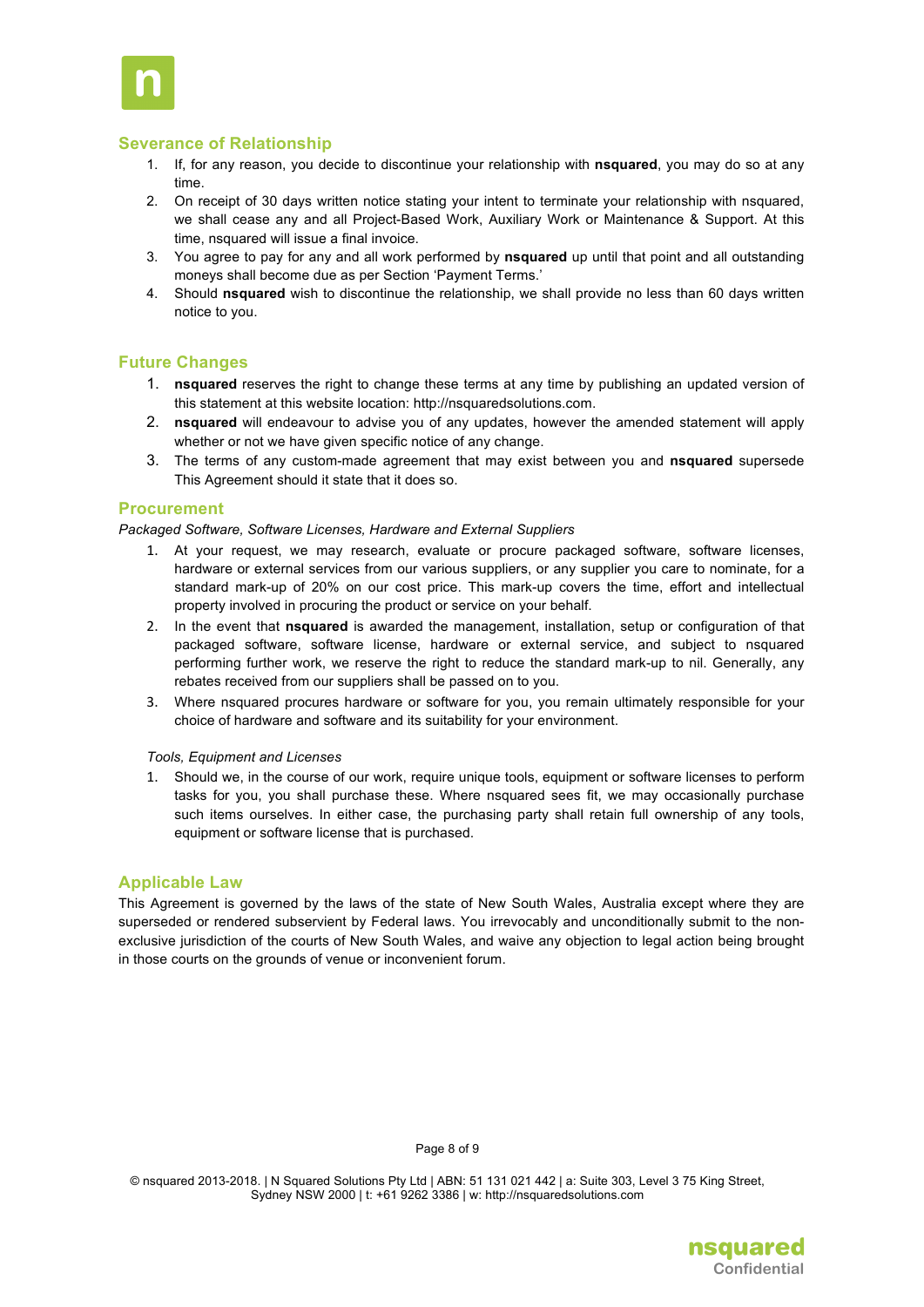## Severance of Relationship

1. If, for any reason, you decide to discontinue your relationship with **nsquared**, you may do so at any time.
2. On receipt of 30 days written notice stating your intent to terminate your relationship with nsquared, we shall cease any and all Project-Based Work, Auxiliary Work or Maintenance & Support. At this time, nsquared will issue a final invoice.
3. You agree to pay for any and all work performed by **nsquared** up until that point and all outstanding moneys shall become due as per Section 'Payment Terms.'
4. Should **nsquared** wish to discontinue the relationship, we shall provide no less than 60 days written notice to you.

## Future Changes

1. **nsquared** reserves the right to change these terms at any time by publishing an updated version of this statement at this website location: http://nsquaredsolutions.com.
2. **nsquared** will endeavour to advise you of any updates, however the amended statement will apply whether or not we have given specific notice of any change.
3. The terms of any custom-made agreement that may exist between you and **nsquared** supersede This Agreement should it state that it does so.

## Procurement

*Packaged Software, Software Licenses, Hardware and External Suppliers*

1. At your request, we may research, evaluate or procure packaged software, software licenses, hardware or external services from our various suppliers, or any supplier you care to nominate, for a standard mark-up of 20% on our cost price. This mark-up covers the time, effort and intellectual property involved in procuring the product or service on your behalf.
2. In the event that **nsquared** is awarded the management, installation, setup or configuration of that packaged software, software license, hardware or external service, and subject to nsquared performing further work, we reserve the right to reduce the standard mark-up to nil. Generally, any rebates received from our suppliers shall be passed on to you.
3. Where nsquared procures hardware or software for you, you remain ultimately responsible for your choice of hardware and software and its suitability for your environment.

*Tools, Equipment and Licenses*

1. Should we, in the course of our work, require unique tools, equipment or software licenses to perform tasks for you, you shall purchase these. Where nsquared sees fit, we may occasionally purchase such items ourselves. In either case, the purchasing party shall retain full ownership of any tools, equipment or software license that is purchased.

## Applicable Law

This Agreement is governed by the laws of the state of New South Wales, Australia except where they are superseded or rendered subservient by Federal laws. You irrevocably and unconditionally submit to the non-exclusive jurisdiction of the courts of New South Wales, and waive any objection to legal action being brought in those courts on the grounds of venue or inconvenient forum.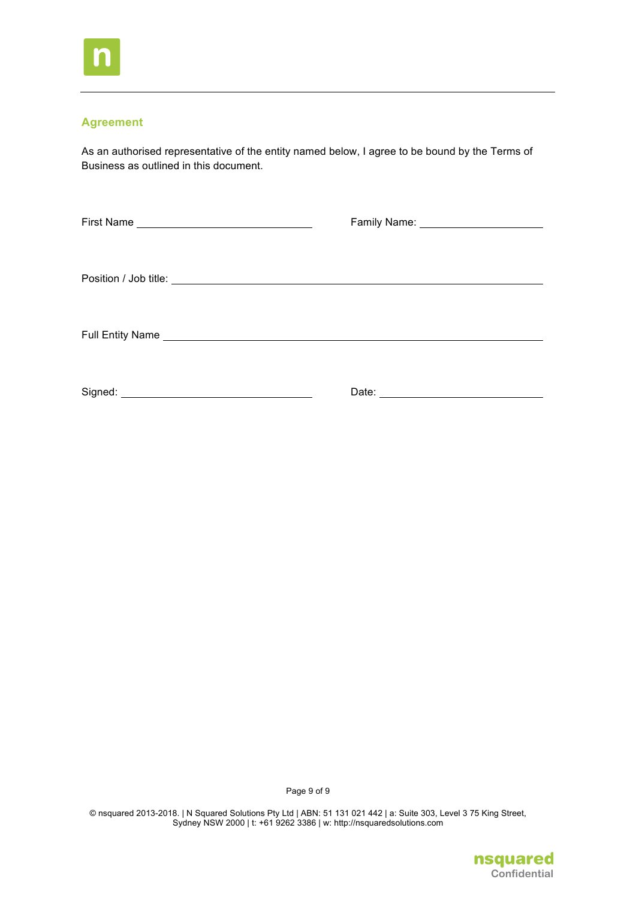## Agreement

As an authorised representative of the entity named below, I agree to be bound by the Terms of Business as outlined in this document.

First Name ______________________________ Family Name: ______________________

Position / Job title: ____________________________________________________________

Full Entity Name ________________________________________________________________

Signed: ________________________________ Date: ____________________________